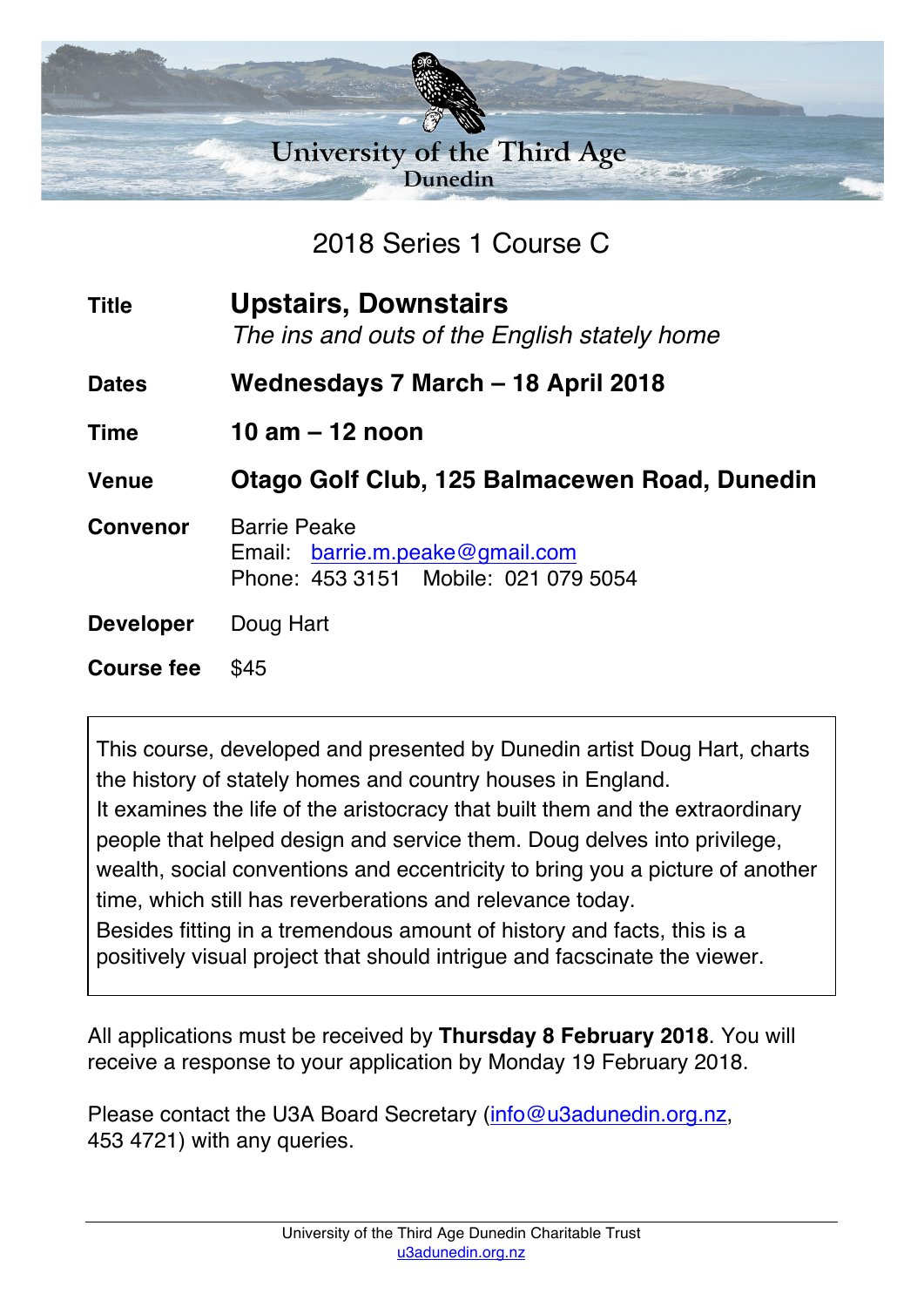University of the Third Age
Dunedin

## 2018 Series 1 Course C

| | |
|---|---|
| **Title** | **Upstairs, Downstairs**<br>*The ins and outs of the English stately home* |
| **Dates** | **Wednesdays 7 March – 18 April 2018** |
| **Time** | **10 am – 12 noon** |
| **Venue** | **Otago Golf Club, 125 Balmacewen Road, Dunedin** |
| **Convenor** | Barrie Peake<br>Email: barrie.m.peake@gmail.com<br>Phone: 453 3151 Mobile: 021 079 5054 |
| **Developer** | Doug Hart |
| **Course fee** | $45 |

This course, developed and presented by Dunedin artist Doug Hart, charts the history of stately homes and country houses in England.
It examines the life of the aristocracy that built them and the extraordinary people that helped design and service them. Doug delves into privilege, wealth, social conventions and eccentricity to bring you a picture of another time, which still has reverberations and relevance today.
Besides fitting in a tremendous amount of history and facts, this is a positively visual project that should intrigue and facscinate the viewer.

All applications must be received by **Thursday 8 February 2018**. You will receive a response to your application by Monday 19 February 2018.

Please contact the U3A Board Secretary (info@u3adunedin.org.nz, 453 4721) with any queries.

University of the Third Age Dunedin Charitable Trust
u3adunedin.org.nz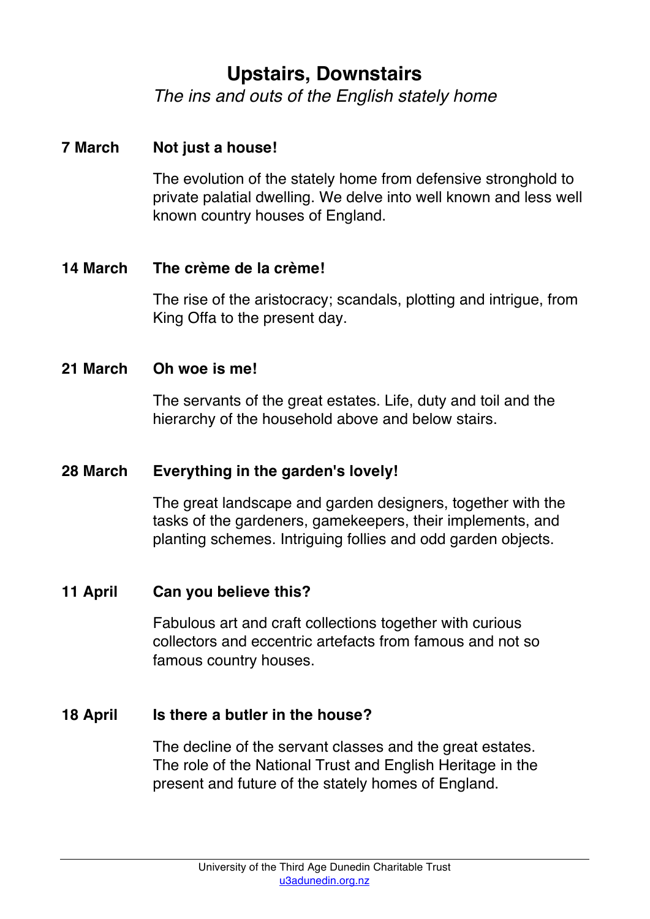# Upstairs, Downstairs

*The ins and outs of the English stately home*

**7 March** **Not just a house!**

The evolution of the stately home from defensive stronghold to private palatial dwelling. We delve into well known and less well known country houses of England.

**14 March** **The crème de la crème!**

The rise of the aristocracy; scandals, plotting and intrigue, from King Offa to the present day.

**21 March** **Oh woe is me!**

The servants of the great estates. Life, duty and toil and the hierarchy of the household above and below stairs.

**28 March** **Everything in the garden's lovely!**

The great landscape and garden designers, together with the tasks of the gardeners, gamekeepers, their implements, and planting schemes. Intriguing follies and odd garden objects.

**11 April** **Can you believe this?**

Fabulous art and craft collections together with curious collectors and eccentric artefacts from famous and not so famous country houses.

**18 April** **Is there a butler in the house?**

The decline of the servant classes and the great estates. The role of the National Trust and English Heritage in the present and future of the stately homes of England.

University of the Third Age Dunedin Charitable Trust
u3adunedin.org.nz